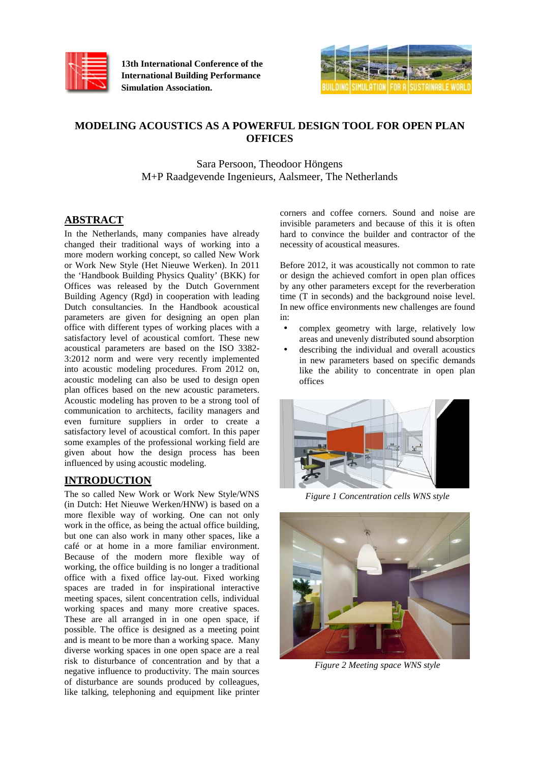13th International Conference of the International Building Performance Simulation Association.

# MODELING ACOUSTICS AS A POWERFUL DESIGN TOOL FOR OPEN PLAN OFFICES

Sara Persoon, Theodoor Höngens
M+P Raadgevende Ingenieurs, Aalsmeer, The Netherlands

## ABSTRACT

In the Netherlands, many companies have already changed their traditional ways of working into a more modern working concept, so called New Work or Work New Style (Het Nieuwe Werken). In 2011 the 'Handbook Building Physics Quality' (BKK) for Offices was released by the Dutch Government Building Agency (Rgd) in cooperation with leading Dutch consultancies. In the Handbook acoustical parameters are given for designing an open plan office with different types of working places with a satisfactory level of acoustical comfort. These new acoustical parameters are based on the ISO 3382-3:2012 norm and were very recently implemented into acoustic modeling procedures. From 2012 on, acoustic modeling can also be used to design open plan offices based on the new acoustic parameters. Acoustic modeling has proven to be a strong tool of communication to architects, facility managers and even furniture suppliers in order to create a satisfactory level of acoustical comfort. In this paper some examples of the professional working field are given about how the design process has been influenced by using acoustic modeling.

## INTRODUCTION

The so called New Work or Work New Style/WNS (in Dutch: Het Nieuwe Werken/HNW) is based on a more flexible way of working. One can not only work in the office, as being the actual office building, but one can also work in many other spaces, like a café or at home in a more familiar environment. Because of the modern more flexible way of working, the office building is no longer a traditional office with a fixed office lay-out. Fixed working spaces are traded in for inspirational interactive meeting spaces, silent concentration cells, individual working spaces and many more creative spaces. These are all arranged in in one open space, if possible. The office is designed as a meeting point and is meant to be more than a working space. Many diverse working spaces in one open space are a real risk to disturbance of concentration and by that a negative influence to productivity. The main sources of disturbance are sounds produced by colleagues, like talking, telephoning and equipment like printer corners and coffee corners. Sound and noise are invisible parameters and because of this it is often hard to convince the builder and contractor of the necessity of acoustical measures.

Before 2012, it was acoustically not common to rate or design the achieved comfort in open plan offices by any other parameters except for the reverberation time (T in seconds) and the background noise level. In new office environments new challenges are found in:

- complex geometry with large, relatively low areas and unevenly distributed sound absorption
- describing the individual and overall acoustics in new parameters based on specific demands like the ability to concentrate in open plan offices

*Figure 1 Concentration cells WNS style*

*Figure 2 Meeting space WNS style*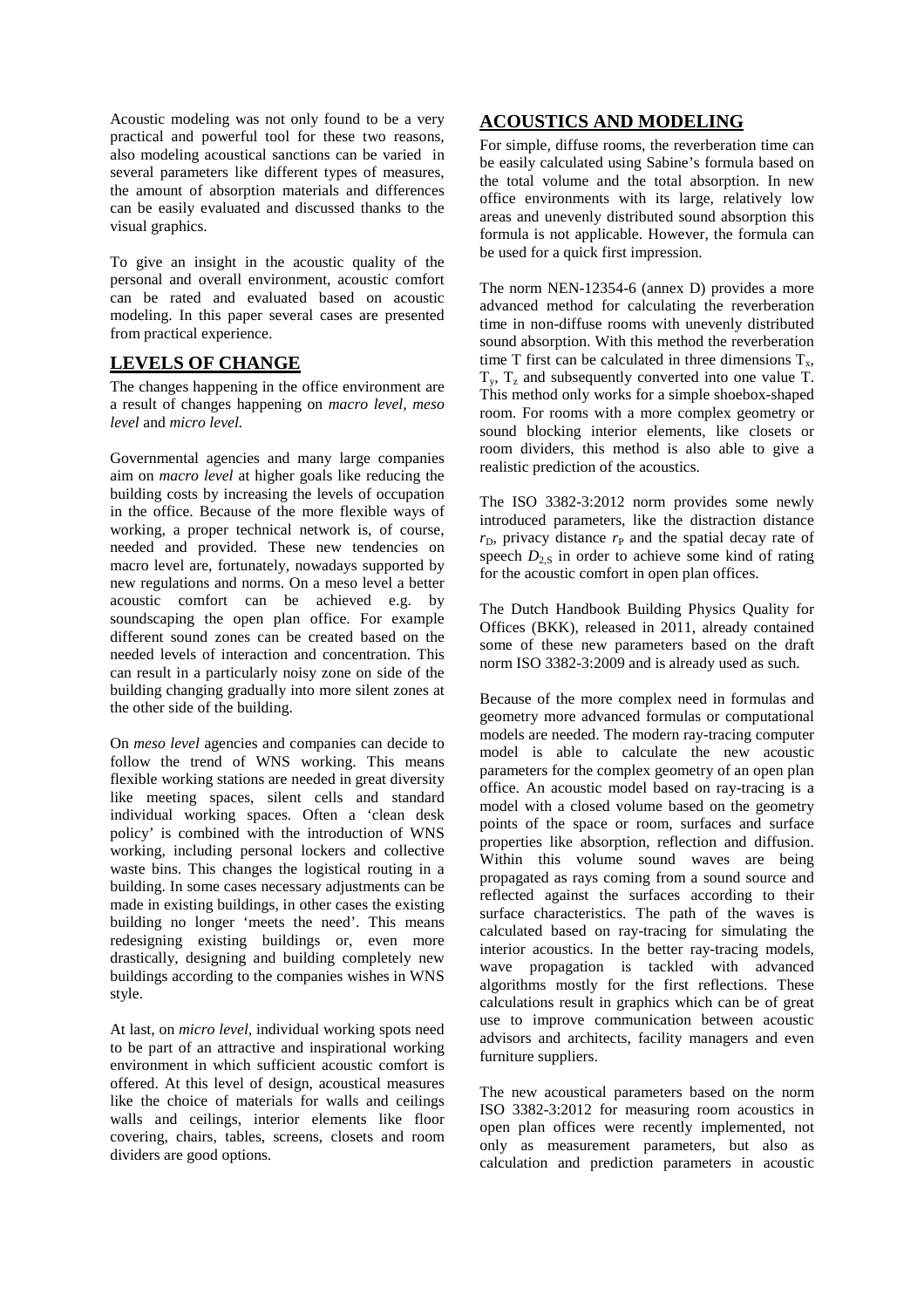Acoustic modeling was not only found to be a very practical and powerful tool for these two reasons, also modeling acoustical sanctions can be varied in several parameters like different types of measures, the amount of absorption materials and differences can be easily evaluated and discussed thanks to the visual graphics.

To give an insight in the acoustic quality of the personal and overall environment, acoustic comfort can be rated and evaluated based on acoustic modeling. In this paper several cases are presented from practical experience.

## LEVELS OF CHANGE

The changes happening in the office environment are a result of changes happening on *macro level*, *meso level* and *micro level*.

Governmental agencies and many large companies aim on *macro level* at higher goals like reducing the building costs by increasing the levels of occupation in the office. Because of the more flexible ways of working, a proper technical network is, of course, needed and provided. These new tendencies on macro level are, fortunately, nowadays supported by new regulations and norms. On a meso level a better acoustic comfort can be achieved e.g. by soundscaping the open plan office. For example different sound zones can be created based on the needed levels of interaction and concentration. This can result in a particularly noisy zone on side of the building changing gradually into more silent zones at the other side of the building.

On *meso level* agencies and companies can decide to follow the trend of WNS working. This means flexible working stations are needed in great diversity like meeting spaces, silent cells and standard individual working spaces. Often a 'clean desk policy' is combined with the introduction of WNS working, including personal lockers and collective waste bins. This changes the logistical routing in a building. In some cases necessary adjustments can be made in existing buildings, in other cases the existing building no longer 'meets the need'. This means redesigning existing buildings or, even more drastically, designing and building completely new buildings according to the companies wishes in WNS style.

At last, on *micro level*, individual working spots need to be part of an attractive and inspirational working environment in which sufficient acoustic comfort is offered. At this level of design, acoustical measures like the choice of materials for walls and ceilings walls and ceilings, interior elements like floor covering, chairs, tables, screens, closets and room dividers are good options.

## ACOUSTICS AND MODELING

For simple, diffuse rooms, the reverberation time can be easily calculated using Sabine's formula based on the total volume and the total absorption. In new office environments with its large, relatively low areas and unevenly distributed sound absorption this formula is not applicable. However, the formula can be used for a quick first impression.

The norm NEN-12354-6 (annex D) provides a more advanced method for calculating the reverberation time in non-diffuse rooms with unevenly distributed sound absorption. With this method the reverberation time T first can be calculated in three dimensions $T_x$, $T_y$, $T_z$ and subsequently converted into one value T. This method only works for a simple shoebox-shaped room. For rooms with a more complex geometry or sound blocking interior elements, like closets or room dividers, this method is also able to give a realistic prediction of the acoustics.

The ISO 3382-3:2012 norm provides some newly introduced parameters, like the distraction distance $r_D$, privacy distance $r_P$ and the spatial decay rate of speech $D_{2,S}$ in order to achieve some kind of rating for the acoustic comfort in open plan offices.

The Dutch Handbook Building Physics Quality for Offices (BKK), released in 2011, already contained some of these new parameters based on the draft norm ISO 3382-3:2009 and is already used as such.

Because of the more complex need in formulas and geometry more advanced formulas or computational models are needed. The modern ray-tracing computer model is able to calculate the new acoustic parameters for the complex geometry of an open plan office. An acoustic model based on ray-tracing is a model with a closed volume based on the geometry points of the space or room, surfaces and surface properties like absorption, reflection and diffusion. Within this volume sound waves are being propagated as rays coming from a sound source and reflected against the surfaces according to their surface characteristics. The path of the waves is calculated based on ray-tracing for simulating the interior acoustics. In the better ray-tracing models, wave propagation is tackled with advanced algorithms mostly for the first reflections. These calculations result in graphics which can be of great use to improve communication between acoustic advisors and architects, facility managers and even furniture suppliers.

The new acoustical parameters based on the norm ISO 3382-3:2012 for measuring room acoustics in open plan offices were recently implemented, not only as measurement parameters, but also as calculation and prediction parameters in acoustic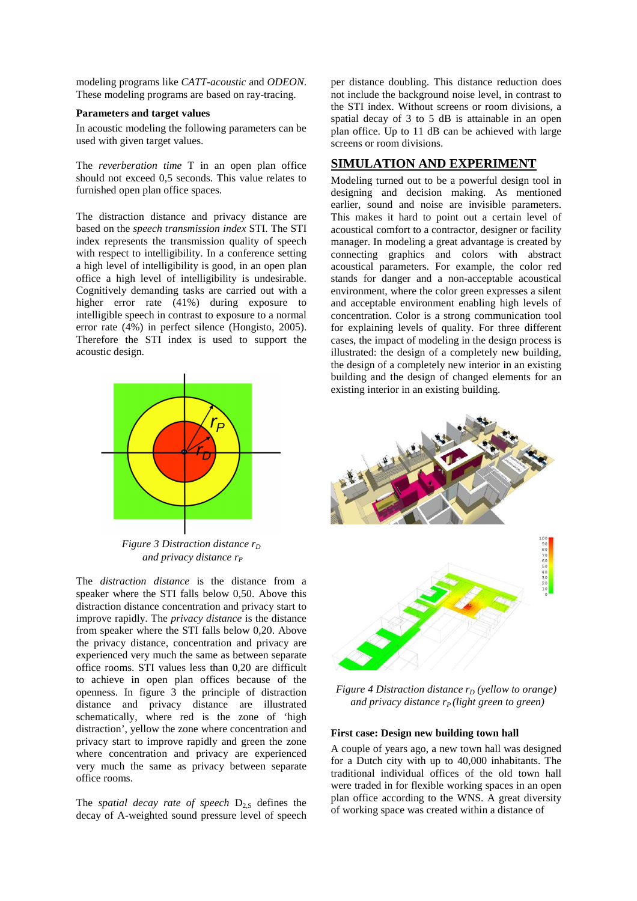modeling programs like *CATT-acoustic* and *ODEON*. These modeling programs are based on ray-tracing.

**Parameters and target values**

In acoustic modeling the following parameters can be used with given target values.

The *reverberation time* T in an open plan office should not exceed 0,5 seconds. This value relates to furnished open plan office spaces.

The distraction distance and privacy distance are based on the *speech transmission index* STI. The STI index represents the transmission quality of speech with respect to intelligibility. In a conference setting a high level of intelligibility is good, in an open plan office a high level of intelligibility is undesirable. Cognitively demanding tasks are carried out with a higher error rate (41%) during exposure to intelligible speech in contrast to exposure to a normal error rate (4%) in perfect silence (Hongisto, 2005). Therefore the STI index is used to support the acoustic design.

*Figure 3 Distraction distance $r_D$ and privacy distance $r_P$*

The *distraction distance* is the distance from a speaker where the STI falls below 0,50. Above this distraction distance concentration and privacy start to improve rapidly. The *privacy distance* is the distance from speaker where the STI falls below 0,20. Above the privacy distance, concentration and privacy are experienced very much the same as between separate office rooms. STI values less than 0,20 are difficult to achieve in open plan offices because of the openness. In figure 3 the principle of distraction distance and privacy distance are illustrated schematically, where red is the zone of 'high distraction', yellow the zone where concentration and privacy start to improve rapidly and green the zone where concentration and privacy are experienced very much the same as privacy between separate office rooms.

The *spatial decay rate of speech* $D_{2,S}$ defines the decay of A-weighted sound pressure level of speech per distance doubling. This distance reduction does not include the background noise level, in contrast to the STI index. Without screens or room divisions, a spatial decay of 3 to 5 dB is attainable in an open plan office. Up to 11 dB can be achieved with large screens or room divisions.

## SIMULATION AND EXPERIMENT

Modeling turned out to be a powerful design tool in designing and decision making. As mentioned earlier, sound and noise are invisible parameters. This makes it hard to point out a certain level of acoustical comfort to a contractor, designer or facility manager. In modeling a great advantage is created by connecting graphics and colors with abstract acoustical parameters. For example, the color red stands for danger and a non-acceptable acoustical environment, where the color green expresses a silent and acceptable environment enabling high levels of concentration. Color is a strong communication tool for explaining levels of quality. For three different cases, the impact of modeling in the design process is illustrated: the design of a completely new building, the design of a completely new interior in an existing building and the design of changed elements for an existing interior in an existing building.

*Figure 4 Distraction distance $r_D$ (yellow to orange) and privacy distance $r_P$ (light green to green)*

**First case: Design new building town hall**

A couple of years ago, a new town hall was designed for a Dutch city with up to 40,000 inhabitants. The traditional individual offices of the old town hall were traded in for flexible working spaces in an open plan office according to the WNS. A great diversity of working space was created within a distance of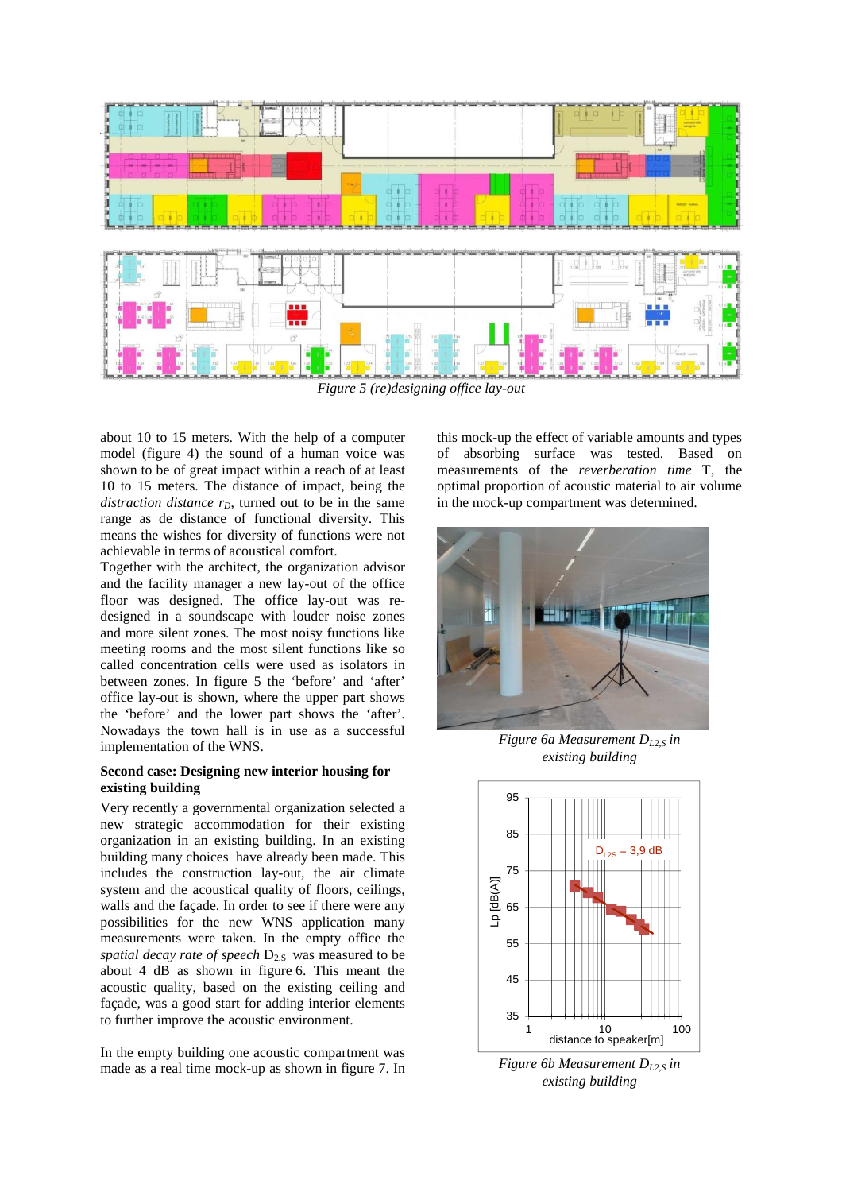Figure 5 (re)designing office lay-out

about 10 to 15 meters. With the help of a computer model (figure 4) the sound of a human voice was shown to be of great impact within a reach of at least 10 to 15 meters. The distance of impact, being the *distraction distance* $r_D$, turned out to be in the same range as de distance of functional diversity. This means the wishes for diversity of functions were not achievable in terms of acoustical comfort.

Together with the architect, the organization advisor and the facility manager a new lay-out of the office floor was designed. The office lay-out was re-designed in a soundscape with louder noise zones and more silent zones. The most noisy functions like meeting rooms and the most silent functions like so called concentration cells were used as isolators in between zones. In figure 5 the 'before' and 'after' office lay-out is shown, where the upper part shows the 'before' and the lower part shows the 'after'. Nowadays the town hall is in use as a successful implementation of the WNS.

**Second case: Designing new interior housing for existing building**

Very recently a governmental organization selected a new strategic accommodation for their existing organization in an existing building. In an existing building many choices have already been made. This includes the construction lay-out, the air climate system and the acoustical quality of floors, ceilings, walls and the façade. In order to see if there were any possibilities for the new WNS application many measurements were taken. In the empty office the *spatial decay rate of speech* $D_{2,S}$ was measured to be about 4 dB as shown in figure 6. This meant the acoustic quality, based on the existing ceiling and façade, was a good start for adding interior elements to further improve the acoustic environment.

In the empty building one acoustic compartment was made as a real time mock-up as shown in figure 7. In this mock-up the effect of variable amounts and types of absorbing surface was tested. Based on measurements of the *reverberation time* T, the optimal proportion of acoustic material to air volume in the mock-up compartment was determined.

*Figure 6a Measurement $D_{L2,S}$ in existing building*

*Figure 6b Measurement $D_{L2,S}$ in existing building*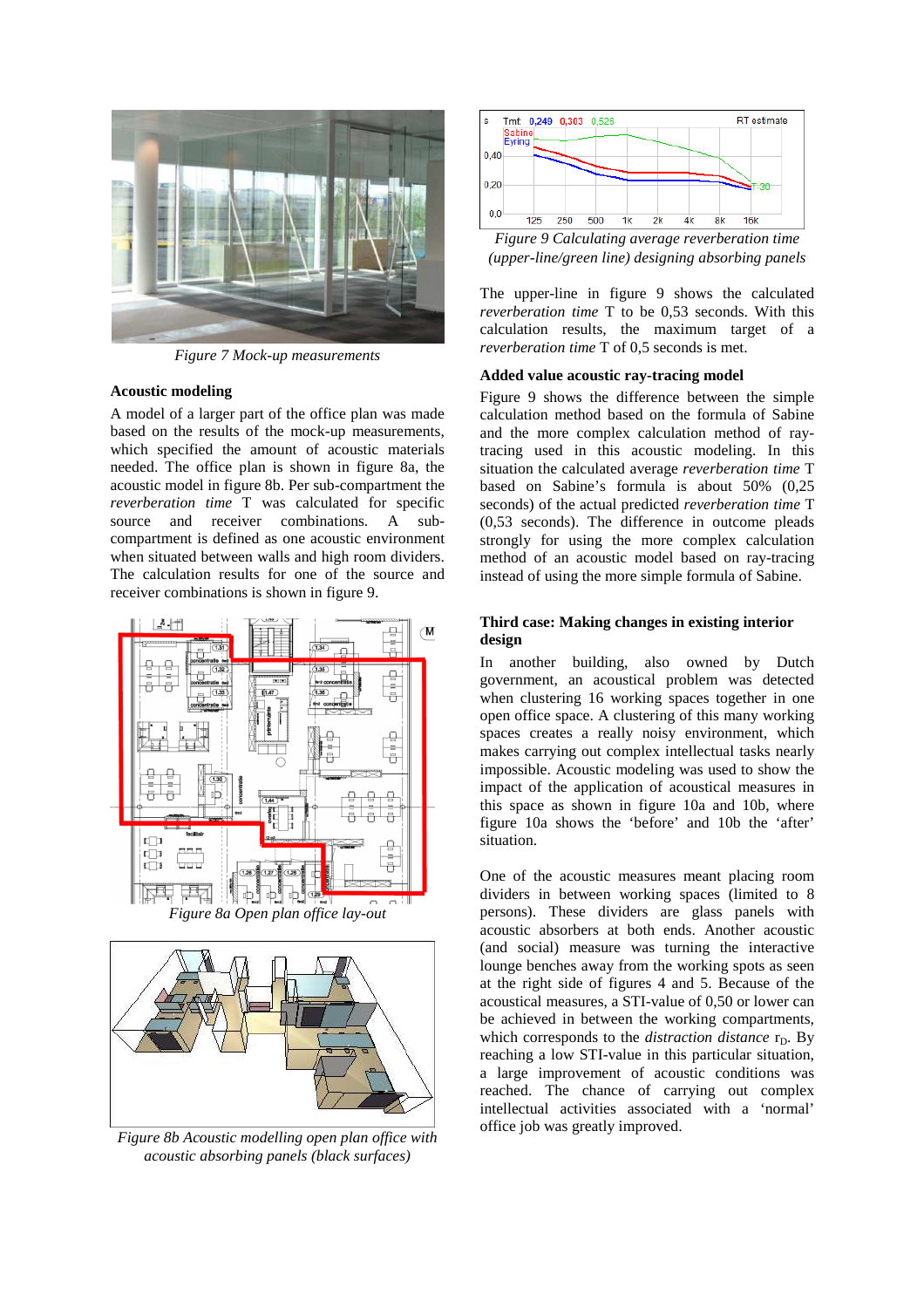*Figure 7 Mock-up measurements*

### Acoustic modeling

A model of a larger part of the office plan was made based on the results of the mock-up measurements, which specified the amount of acoustic materials needed. The office plan is shown in figure 8a, the acoustic model in figure 8b. Per sub-compartment the *reverberation time* T was calculated for specific source and receiver combinations. A sub-compartment is defined as one acoustic environment when situated between walls and high room dividers. The calculation results for one of the source and receiver combinations is shown in figure 9.

*Figure 8a Open plan office lay-out*

*Figure 8b Acoustic modelling open plan office with acoustic absorbing panels (black surfaces)*

*Figure 9 Calculating average reverberation time (upper-line/green line) designing absorbing panels*

The upper-line in figure 9 shows the calculated *reverberation time* T to be 0,53 seconds. With this calculation results, the maximum target of a *reverberation time* T of 0,5 seconds is met.

### Added value acoustic ray-tracing model

Figure 9 shows the difference between the simple calculation method based on the formula of Sabine and the more complex calculation method of ray-tracing used in this acoustic modeling. In this situation the calculated average *reverberation time* T based on Sabine's formula is about 50% (0,25 seconds) of the actual predicted *reverberation time* T (0,53 seconds). The difference in outcome pleads strongly for using the more complex calculation method of an acoustic model based on ray-tracing instead of using the more simple formula of Sabine.

### Third case: Making changes in existing interior design

In another building, also owned by Dutch government, an acoustical problem was detected when clustering 16 working spaces together in one open office space. A clustering of this many working spaces creates a really noisy environment, which makes carrying out complex intellectual tasks nearly impossible. Acoustic modeling was used to show the impact of the application of acoustical measures in this space as shown in figure 10a and 10b, where figure 10a shows the 'before' and 10b the 'after' situation.

One of the acoustic measures meant placing room dividers in between working spaces (limited to 8 persons). These dividers are glass panels with acoustic absorbers at both ends. Another acoustic (and social) measure was turning the interactive lounge benches away from the working spots as seen at the right side of figures 4 and 5. Because of the acoustical measures, a STI-value of 0,50 or lower can be achieved in between the working compartments, which corresponds to the *distraction distance* $r_D$. By reaching a low STI-value in this particular situation, a large improvement of acoustic conditions was reached. The chance of carrying out complex intellectual activities associated with a 'normal' office job was greatly improved.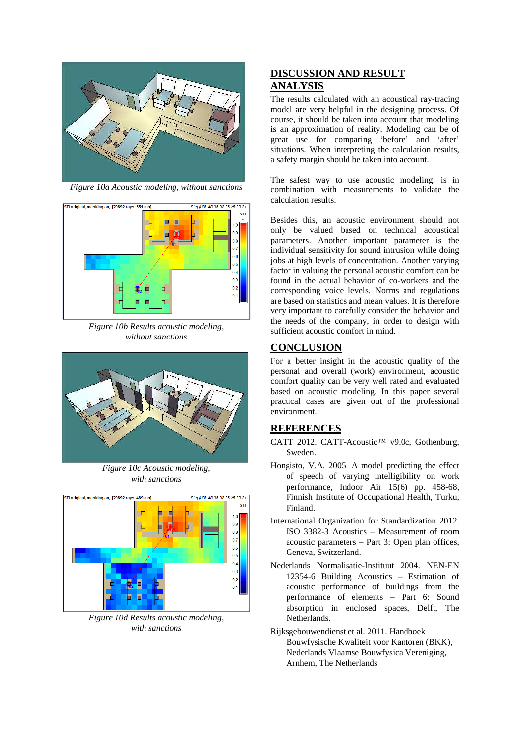Figure 10a Acoustic modeling, without sanctions

STI original, masking on, [20692 rays, 551 ms]

Bkg [dB]: 45 38 32 28 25 23 21

STI

1.0
0.9
0.8
0.7
0.6
0.5
0.4
0.3
0.2
0.1

Figure 10b Results acoustic modeling, without sanctions

Figure 10c Acoustic modeling, with sanctions

STI original, masking on, [20692 rays, 469 ms]

Bkg [dB]: 45 38 32 28 25 23 21

STI

1.0
0.9
0.8
0.7
0.6
0.5
0.4
0.3
0.2
0.1

Figure 10d Results acoustic modeling, with sanctions

## DISCUSSION AND RESULT ANALYSIS

The results calculated with an acoustical ray-tracing model are very helpful in the designing process. Of course, it should be taken into account that modeling is an approximation of reality. Modeling can be of great use for comparing 'before' and 'after' situations. When interpreting the calculation results, a safety margin should be taken into account.

The safest way to use acoustic modeling, is in combination with measurements to validate the calculation results.

Besides this, an acoustic environment should not only be valued based on technical acoustical parameters. Another important parameter is the individual sensitivity for sound intrusion while doing jobs at high levels of concentration. Another varying factor in valuing the personal acoustic comfort can be found in the actual behavior of co-workers and the corresponding voice levels. Norms and regulations are based on statistics and mean values. It is therefore very important to carefully consider the behavior and the needs of the company, in order to design with sufficient acoustic comfort in mind.

## CONCLUSION

For a better insight in the acoustic quality of the personal and overall (work) environment, acoustic comfort quality can be very well rated and evaluated based on acoustic modeling. In this paper several practical cases are given out of the professional environment.

## REFERENCES

CATT 2012. CATT-Acoustic™ v9.0c, Gothenburg, Sweden.

Hongisto, V.A. 2005. A model predicting the effect of speech of varying intelligibility on work performance, Indoor Air 15(6) pp. 458-68, Finnish Institute of Occupational Health, Turku, Finland.

International Organization for Standardization 2012. ISO 3382-3 Acoustics – Measurement of room acoustic parameters – Part 3: Open plan offices, Geneva, Switzerland.

Nederlands Normalisatie-Instituut 2004. NEN-EN 12354-6 Building Acoustics – Estimation of acoustic performance of buildings from the performance of elements – Part 6: Sound absorption in enclosed spaces, Delft, The Netherlands.

Rijksgebouwendienst et al. 2011. Handboek Bouwfysische Kwaliteit voor Kantoren (BKK), Nederlands Vlaamse Bouwfysica Vereniging, Arnhem, The Netherlands